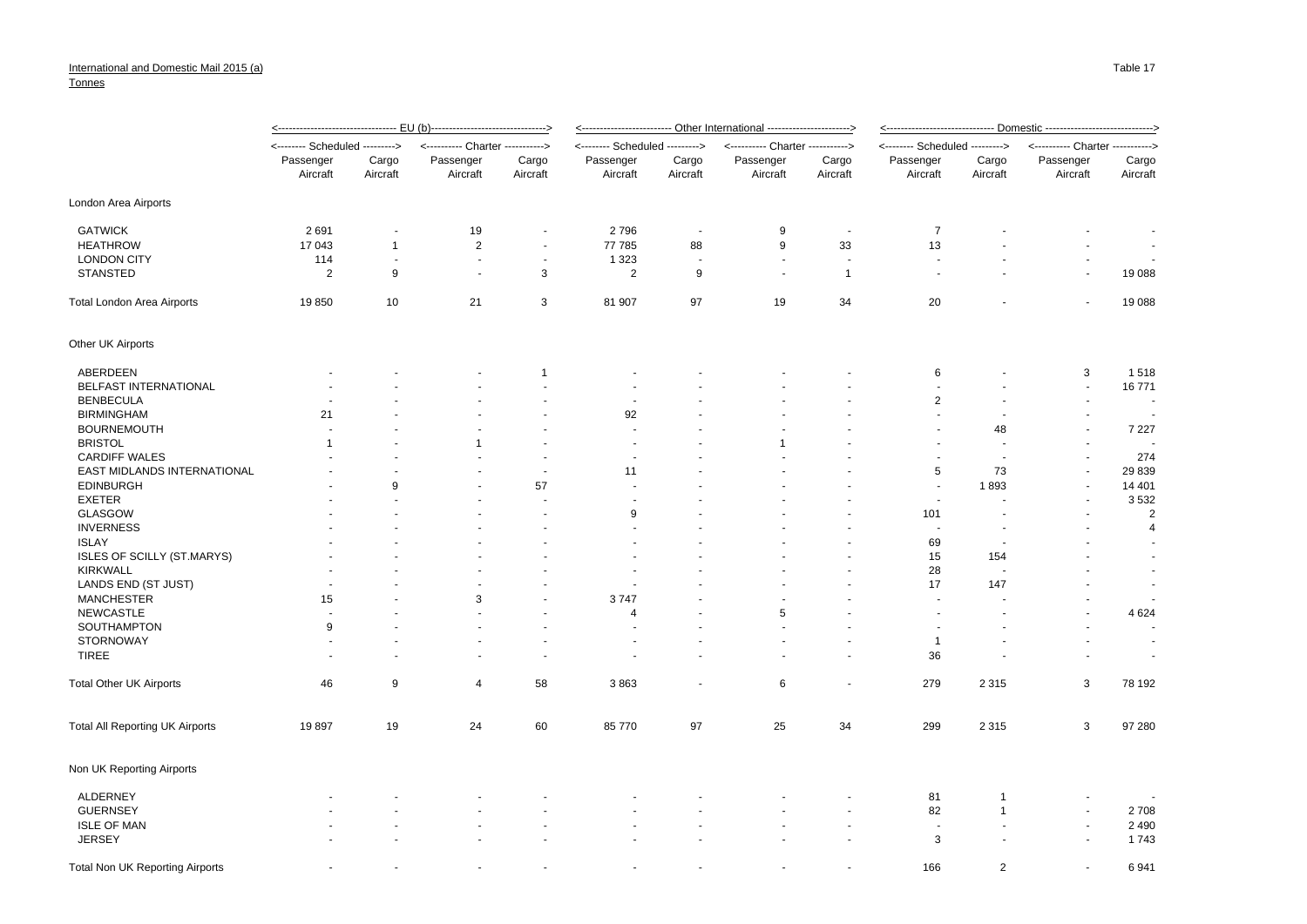International and Domestic Mail 2015 (a)

Tonnes

Table 17

| | EU (b) | | | | Other International | | | | Domestic | | | |
|---|---|---|---|---|---|---|---|---|---|---|---|---|
| | Scheduled | | Charter | | Scheduled | | Charter | | Scheduled | | Charter | |
| | Passenger Aircraft | Cargo Aircraft | Passenger Aircraft | Cargo Aircraft | Passenger Aircraft | Cargo Aircraft | Passenger Aircraft | Cargo Aircraft | Passenger Aircraft | Cargo Aircraft | Passenger Aircraft | Cargo Aircraft |
| **London Area Airports** | | | | | | | | | | | | |
| GATWICK | 2 691 | - | 19 | - | 2 796 | - | 9 | - | 7 | - | - | - |
| HEATHROW | 17 043 | 1 | 2 | - | 77 785 | 88 | 9 | 33 | 13 | - | - | - |
| LONDON CITY | 114 | - | - | - | 1 323 | - | - | - | - | - | - | - |
| STANSTED | 2 | 9 | - | 3 | 2 | 9 | - | 1 | - | - | - | 19 088 |
| Total London Area Airports | 19 850 | 10 | 21 | 3 | 81 907 | 97 | 19 | 34 | 20 | - | - | 19 088 |
| **Other UK Airports** | | | | | | | | | | | | |
| ABERDEEN | - | - | - | 1 | - | - | - | - | 6 | - | 3 | 1 518 |
| BELFAST INTERNATIONAL | - | - | - | - | - | - | - | - | - | - | - | 16 771 |
| BENBECULA | - | - | - | - | - | - | - | - | 2 | - | - | - |
| BIRMINGHAM | 21 | - | - | - | 92 | - | - | - | - | - | - | - |
| BOURNEMOUTH | - | - | - | - | - | - | - | - | - | 48 | - | 7 227 |
| BRISTOL | 1 | - | 1 | - | - | - | 1 | - | - | - | - | - |
| CARDIFF WALES | - | - | - | - | - | - | - | - | - | - | - | 274 |
| EAST MIDLANDS INTERNATIONAL | - | - | - | - | 11 | - | - | - | 5 | 73 | - | 29 839 |
| EDINBURGH | - | 9 | - | 57 | - | - | - | - | - | 1 893 | - | 14 401 |
| EXETER | - | - | - | - | - | - | - | - | - | - | - | 3 532 |
| GLASGOW | - | - | - | - | 9 | - | - | - | 101 | - | - | 2 |
| INVERNESS | - | - | - | - | - | - | - | - | - | - | - | 4 |
| ISLAY | - | - | - | - | - | - | - | - | 69 | - | - | - |
| ISLES OF SCILLY (ST.MARYS) | - | - | - | - | - | - | - | - | 15 | 154 | - | - |
| KIRKWALL | - | - | - | - | - | - | - | - | 28 | - | - | - |
| LANDS END (ST JUST) | - | - | - | - | - | - | - | - | 17 | 147 | - | - |
| MANCHESTER | 15 | - | 3 | - | 3 747 | - | - | - | - | - | - | - |
| NEWCASTLE | - | - | - | - | 4 | - | 5 | - | - | - | - | 4 624 |
| SOUTHAMPTON | 9 | - | - | - | - | - | - | - | - | - | - | - |
| STORNOWAY | - | - | - | - | - | - | - | - | 1 | - | - | - |
| TIREE | - | - | - | - | - | - | - | - | 36 | - | - | - |
| Total Other UK Airports | 46 | 9 | 4 | 58 | 3 863 | - | 6 | - | 279 | 2 315 | 3 | 78 192 |
| Total All Reporting UK Airports | 19 897 | 19 | 24 | 60 | 85 770 | 97 | 25 | 34 | 299 | 2 315 | 3 | 97 280 |
| **Non UK Reporting Airports** | | | | | | | | | | | | |
| ALDERNEY | - | - | - | - | - | - | - | - | 81 | 1 | - | - |
| GUERNSEY | - | - | - | - | - | - | - | - | 82 | 1 | - | 2 708 |
| ISLE OF MAN | - | - | - | - | - | - | - | - | - | - | - | 2 490 |
| JERSEY | - | - | - | - | - | - | - | - | 3 | - | - | 1 743 |
| Total Non UK Reporting Airports | - | - | - | - | - | - | - | - | 166 | 2 | - | 6 941 |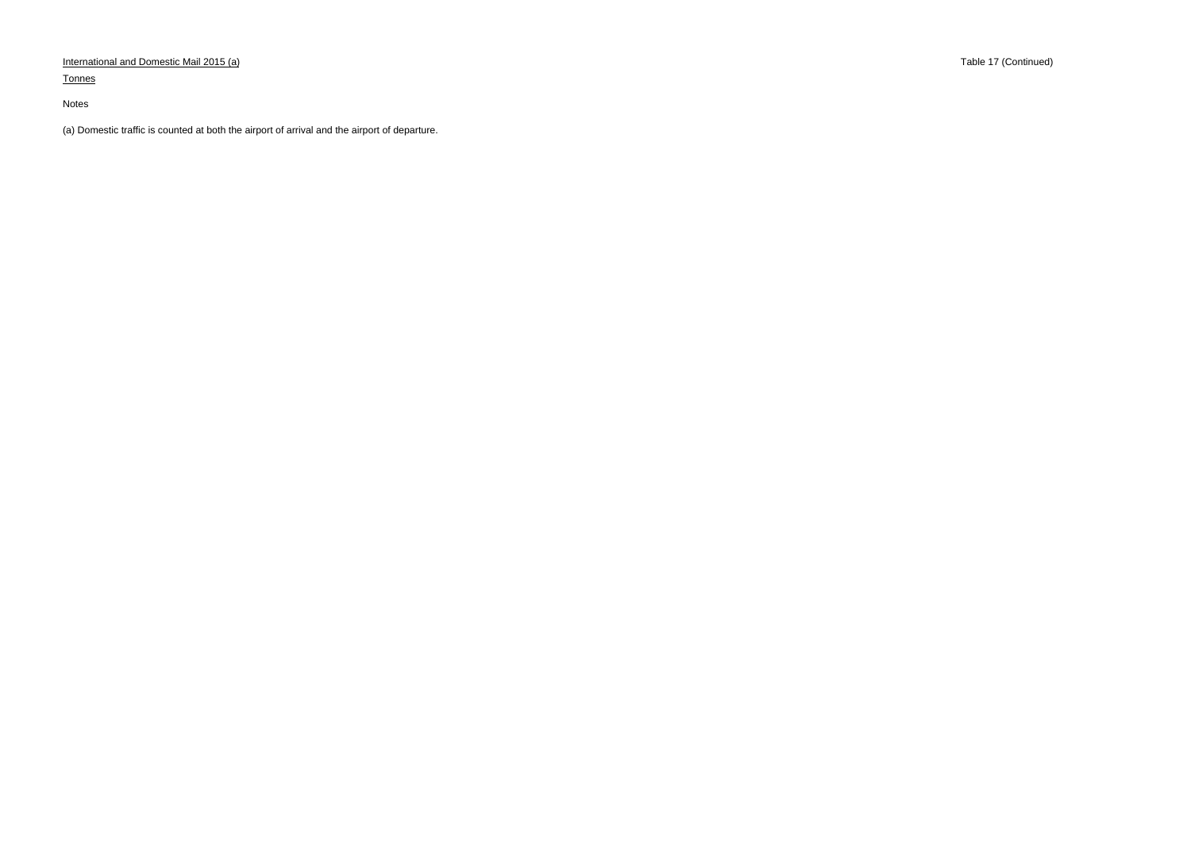International and Domestic Mail 2015 (a)

Table 17 (Continued)

Tonnes

Notes

(a) Domestic traffic is counted at both the airport of arrival and the airport of departure.